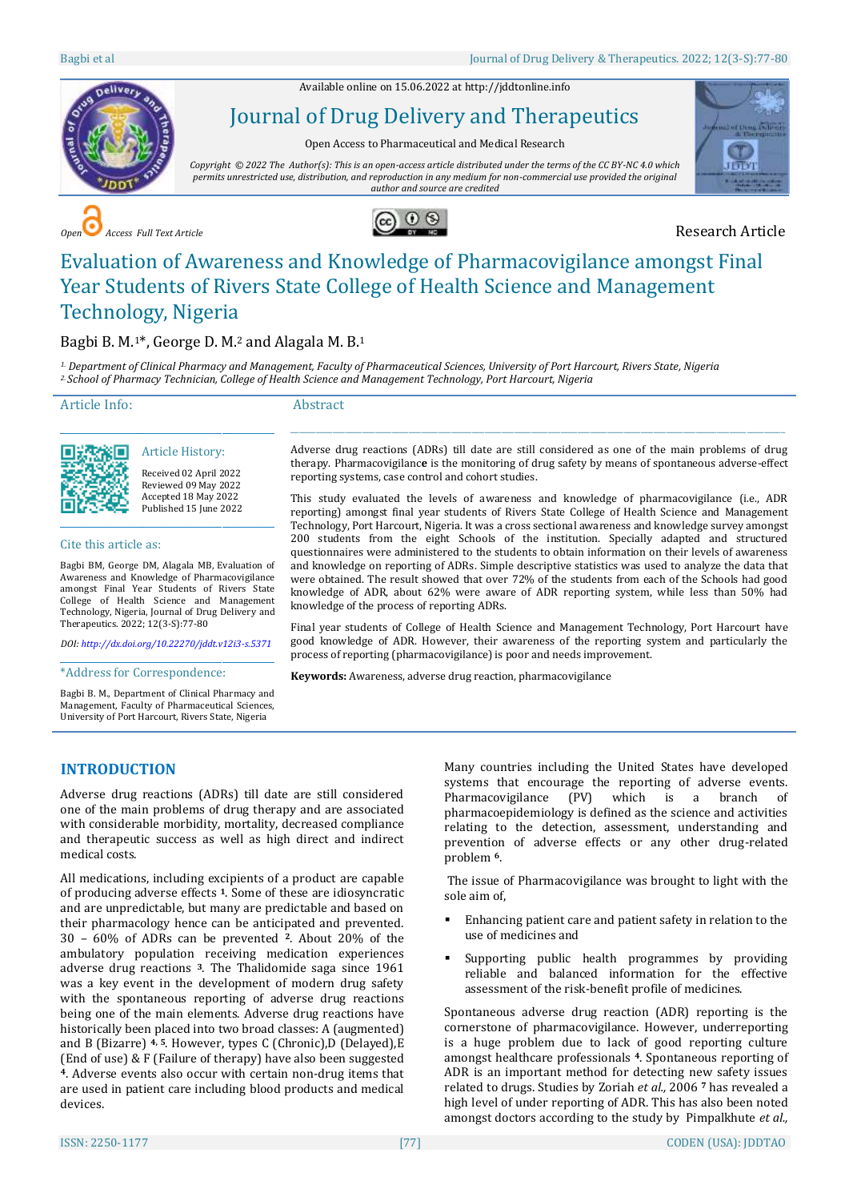Available online on 15.06.2022 at http://jddtonline.info

# Journal of Drug Delivery and Therapeutics

Open Access to Pharmaceutical and Medical Research

*Copyright © 2022 The Author(s): This is an open-access article distributed under the terms of the CC BY-NC 4.0 which permits unrestricted use, distribution, and reproduction in any medium for non-commercial use provided the original author and source are credited*

*Open Access Full Text Article*

Research Article

# Evaluation of Awareness and Knowledge of Pharmacovigilance amongst Final Year Students of Rivers State College of Health Science and Management Technology, Nigeria

Bagbi B. M.[1]*, George D. M.[2] and Alagala M. B.[1]

[1] *Department of Clinical Pharmacy and Management, Faculty of Pharmaceutical Sciences, University of Port Harcourt, Rivers State, Nigeria*
[2] *School of Pharmacy Technician, College of Health Science and Management Technology, Port Harcourt, Nigeria*

## Article Info:

### Article History:

Received 02 April 2022
Reviewed 09 May 2022
Accepted 18 May 2022
Published 15 June 2022

### Cite this article as:

Bagbi BM, George DM, Alagala MB, Evaluation of Awareness and Knowledge of Pharmacovigilance amongst Final Year Students of Rivers State College of Health Science and Management Technology, Nigeria, Journal of Drug Delivery and Therapeutics. 2022; 12(3-S):77-80

*DOI: http://dx.doi.org/10.22270/jddt.v12i3-s.5371*

### *Address for Correspondence:

Bagbi B. M., Department of Clinical Pharmacy and Management, Faculty of Pharmaceutical Sciences, University of Port Harcourt, Rivers State, Nigeria

## Abstract

Adverse drug reactions (ADRs) till date are still considered as one of the main problems of drug therapy. Pharmacovigilance is the monitoring of drug safety by means of spontaneous adverse-effect reporting systems, case control and cohort studies.

This study evaluated the levels of awareness and knowledge of pharmacovigilance (i.e., ADR reporting) amongst final year students of Rivers State College of Health Science and Management Technology, Port Harcourt, Nigeria. It was a cross sectional awareness and knowledge survey amongst 200 students from the eight Schools of the institution. Specially adapted and structured questionnaires were administered to the students to obtain information on their levels of awareness and knowledge on reporting of ADRs. Simple descriptive statistics was used to analyze the data that were obtained. The result showed that over 72% of the students from each of the Schools had good knowledge of ADR, about 62% were aware of ADR reporting system, while less than 50% had knowledge of the process of reporting ADRs.

Final year students of College of Health Science and Management Technology, Port Harcourt have good knowledge of ADR. However, their awareness of the reporting system and particularly the process of reporting (pharmacovigilance) is poor and needs improvement.

**Keywords:** Awareness, adverse drug reaction, pharmacovigilance

## INTRODUCTION

Adverse drug reactions (ADRs) till date are still considered one of the main problems of drug therapy and are associated with considerable morbidity, mortality, decreased compliance and therapeutic success as well as high direct and indirect medical costs.

All medications, including excipients of a product are capable of producing adverse effects [1]. Some of these are idiosyncratic and are unpredictable, but many are predictable and based on their pharmacology hence can be anticipated and prevented. 30 – 60% of ADRs can be prevented [2]. About 20% of the ambulatory population receiving medication experiences adverse drug reactions [3]. The Thalidomide saga since 1961 was a key event in the development of modern drug safety with the spontaneous reporting of adverse drug reactions being one of the main elements. Adverse drug reactions have historically been placed into two broad classes: A (augmented) and B (Bizarre) [4, 5]. However, types C (Chronic),D (Delayed),E (End of use) & F (Failure of therapy) have also been suggested [4]. Adverse events also occur with certain non-drug items that are used in patient care including blood products and medical devices.

Many countries including the United States have developed systems that encourage the reporting of adverse events. Pharmacovigilance (PV) which is a branch of pharmacoepidemiology is defined as the science and activities relating to the detection, assessment, understanding and prevention of adverse effects or any other drug-related problem [6].

The issue of Pharmacovigilance was brought to light with the sole aim of,

- Enhancing patient care and patient safety in relation to the use of medicines and
- Supporting public health programmes by providing reliable and balanced information for the effective assessment of the risk-benefit profile of medicines.

Spontaneous adverse drug reaction (ADR) reporting is the cornerstone of pharmacovigilance. However, underreporting is a huge problem due to lack of good reporting culture amongst healthcare professionals [4]. Spontaneous reporting of ADR is an important method for detecting new safety issues related to drugs. Studies by Zoriah *et al.,* 2006 [7] has revealed a high level of under reporting of ADR. This has also been noted amongst doctors according to the study by Pimpalkhute *et al.,*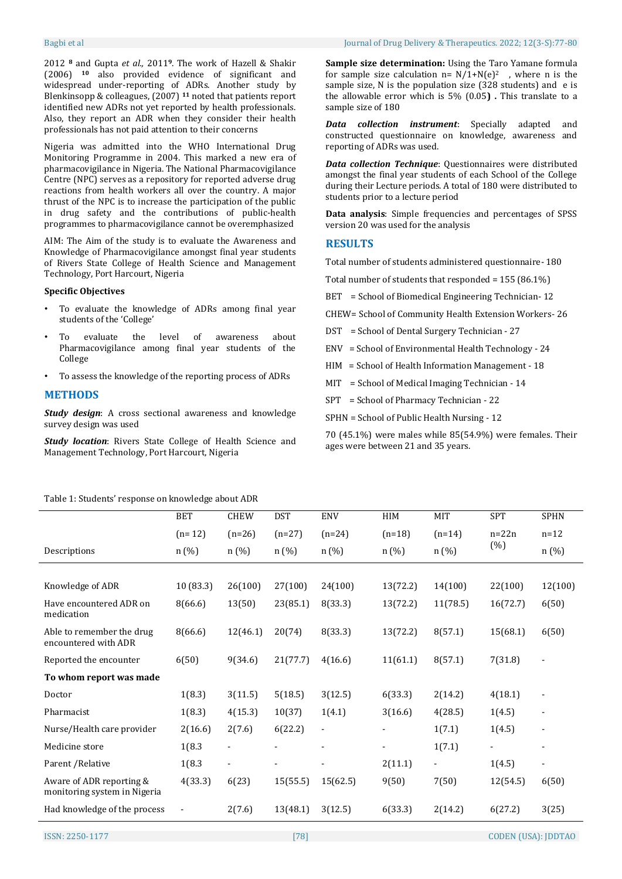2012 [8] and Gupta *et al.,* 2011[9]. The work of Hazell & Shakir (2006) [10] also provided evidence of significant and widespread under-reporting of ADRs. Another study by Blenkinsopp & colleagues, (2007) [11] noted that patients report identified new ADRs not yet reported by health professionals. Also, they report an ADR when they consider their health professionals has not paid attention to their concerns

Nigeria was admitted into the WHO International Drug Monitoring Programme in 2004. This marked a new era of pharmacovigilance in Nigeria. The National Pharmacovigilance Centre (NPC) serves as a repository for reported adverse drug reactions from health workers all over the country. A major thrust of the NPC is to increase the participation of the public in drug safety and the contributions of public-health programmes to pharmacovigilance cannot be overemphasized

AIM: The Aim of the study is to evaluate the Awareness and Knowledge of Pharmacovigilance amongst final year students of Rivers State College of Health Science and Management Technology, Port Harcourt, Nigeria

**Specific Objectives**

- To evaluate the knowledge of ADRs among final year students of the 'College'
- To evaluate the level of awareness about Pharmacovigilance among final year students of the College
- To assess the knowledge of the reporting process of ADRs

## METHODS

***Study design***: A cross sectional awareness and knowledge survey design was used

***Study location***: Rivers State College of Health Science and Management Technology, Port Harcourt, Nigeria

**Sample size determination:** Using the Taro Yamane formula for sample size calculation $n= N/1+N(e)^2$ , where n is the sample size, N is the population size (328 students) and e is the allowable error which is 5% (0.05**) .** This translate to a sample size of 180

***Data collection instrument***: Specially adapted and constructed questionnaire on knowledge, awareness and reporting of ADRs was used.

***Data collection Technique***: Questionnaires were distributed amongst the final year students of each School of the College during their Lecture periods. A total of 180 were distributed to students prior to a lecture period

**Data analysis**: Simple frequencies and percentages of SPSS version 20 was used for the analysis

## RESULTS

Total number of students administered questionnaire- 180

Total number of students that responded = 155 (86.1%)

BET = School of Biomedical Engineering Technician- 12

CHEW= School of Community Health Extension Workers- 26

DST = School of Dental Surgery Technician - 27

ENV = School of Environmental Health Technology - 24

HIM = School of Health Information Management - 18

MIT = School of Medical Imaging Technician - 14

SPT = School of Pharmacy Technician - 22

SPHN = School of Public Health Nursing - 12

70 (45.1%) were males while 85(54.9%) were females. Their ages were between 21 and 35 years.

Table 1: Students' response on knowledge about ADR

| Descriptions | BET (n= 12) n (%) | CHEW (n=26) n (%) | DST (n=27) n (%) | ENV (n=24) n (%) | HIM (n=18) n (%) | MIT (n=14) n (%) | SPT n=22n (%) | SPHN n=12 n (%) |
|---|---|---|---|---|---|---|---|---|
| Knowledge of ADR | 10 (83.3) | 26(100) | 27(100) | 24(100) | 13(72.2) | 14(100) | 22(100) | 12(100) |
| Have encountered ADR on medication | 8(66.6) | 13(50) | 23(85.1) | 8(33.3) | 13(72.2) | 11(78.5) | 16(72.7) | 6(50) |
| Able to remember the drug encountered with ADR | 8(66.6) | 12(46.1) | 20(74) | 8(33.3) | 13(72.2) | 8(57.1) | 15(68.1) | 6(50) |
| Reported the encounter | 6(50) | 9(34.6) | 21(77.7) | 4(16.6) | 11(61.1) | 8(57.1) | 7(31.8) | - |
| **To whom report was made** | | | | | | | | |
| Doctor | 1(8.3) | 3(11.5) | 5(18.5) | 3(12.5) | 6(33.3) | 2(14.2) | 4(18.1) | - |
| Pharmacist | 1(8.3) | 4(15.3) | 10(37) | 1(4.1) | 3(16.6) | 4(28.5) | 1(4.5) | - |
| Nurse/Health care provider | 2(16.6) | 2(7.6) | 6(22.2) | - | - | 1(7.1) | 1(4.5) | - |
| Medicine store | 1(8.3 | - | - | - | - | 1(7.1) | - | - |
| Parent /Relative | 1(8.3 | - | - | - | 2(11.1) | - | 1(4.5) | - |
| Aware of ADR reporting & monitoring system in Nigeria | 4(33.3) | 6(23) | 15(55.5) | 15(62.5) | 9(50) | 7(50) | 12(54.5) | 6(50) |
| Had knowledge of the process | - | 2(7.6) | 13(48.1) | 3(12.5) | 6(33.3) | 2(14.2) | 6(27.2) | 3(25) |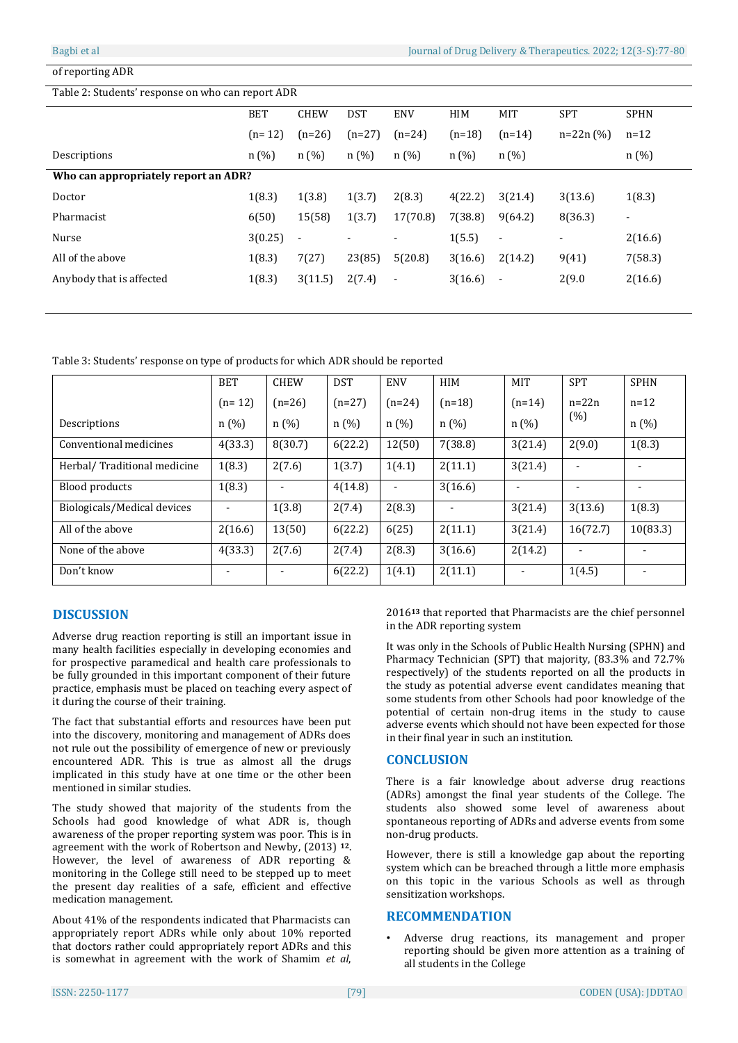of reporting ADR

Table 2: Students' response on who can report ADR

| Descriptions | BET (n= 12) n (%) | CHEW (n=26) n (%) | DST (n=27) n (%) | ENV (n=24) n (%) | HIM (n=18) n (%) | MIT (n=14) n (%) | SPT n=22n (%) | SPHN n=12 n (%) |
|---|---|---|---|---|---|---|---|---|
| **Who can appropriately report an ADR?** | | | | | | | | |
| Doctor | 1(8.3) | 1(3.8) | 1(3.7) | 2(8.3) | 4(22.2) | 3(21.4) | 3(13.6) | 1(8.3) |
| Pharmacist | 6(50) | 15(58) | 1(3.7) | 17(70.8) | 7(38.8) | 9(64.2) | 8(36.3) | - |
| Nurse | 3(0.25) | - | - | - | 1(5.5) | - | - | 2(16.6) |
| All of the above | 1(8.3) | 7(27) | 23(85) | 5(20.8) | 3(16.6) | 2(14.2) | 9(41) | 7(58.3) |
| Anybody that is affected | 1(8.3) | 3(11.5) | 2(7.4) | - | 3(16.6) | - | 2(9.0 | 2(16.6) |

Table 3: Students' response on type of products for which ADR should be reported

| Descriptions | BET (n= 12) n (%) | CHEW (n=26) n (%) | DST (n=27) n (%) | ENV (n=24) n (%) | HIM (n=18) n (%) | MIT (n=14) n (%) | SPT n=22n (%) | SPHN n=12 n (%) |
|---|---|---|---|---|---|---|---|---|
| Conventional medicines | 4(33.3) | 8(30.7) | 6(22.2) | 12(50) | 7(38.8) | 3(21.4) | 2(9.0) | 1(8.3) |
| Herbal/ Traditional medicine | 1(8.3) | 2(7.6) | 1(3.7) | 1(4.1) | 2(11.1) | 3(21.4) | - | - |
| Blood products | 1(8.3) | - | 4(14.8) | - | 3(16.6) | - | - | - |
| Biologicals/Medical devices | - | 1(3.8) | 2(7.4) | 2(8.3) | - | 3(21.4) | 3(13.6) | 1(8.3) |
| All of the above | 2(16.6) | 13(50) | 6(22.2) | 6(25) | 2(11.1) | 3(21.4) | 16(72.7) | 10(83.3) |
| None of the above | 4(33.3) | 2(7.6) | 2(7.4) | 2(8.3) | 3(16.6) | 2(14.2) | - | - |
| Don't know | - | - | 6(22.2) | 1(4.1) | 2(11.1) | - | 1(4.5) | - |

## DISCUSSION

Adverse drug reaction reporting is still an important issue in many health facilities especially in developing economies and for prospective paramedical and health care professionals to be fully grounded in this important component of their future practice, emphasis must be placed on teaching every aspect of it during the course of their training.

The fact that substantial efforts and resources have been put into the discovery, monitoring and management of ADRs does not rule out the possibility of emergence of new or previously encountered ADR. This is true as almost all the drugs implicated in this study have at one time or the other been mentioned in similar studies.

The study showed that majority of the students from the Schools had good knowledge of what ADR is, though awareness of the proper reporting system was poor. This is in agreement with the work of Robertson and Newby, (2013) [12]. However, the level of awareness of ADR reporting & monitoring in the College still need to be stepped up to meet the present day realities of a safe, efficient and effective medication management.

About 41% of the respondents indicated that Pharmacists can appropriately report ADRs while only about 10% reported that doctors rather could appropriately report ADRs and this is somewhat in agreement with the work of Shamim *et al*, 2016[13] that reported that Pharmacists are the chief personnel in the ADR reporting system

It was only in the Schools of Public Health Nursing (SPHN) and Pharmacy Technician (SPT) that majority, (83.3% and 72.7% respectively) of the students reported on all the products in the study as potential adverse event candidates meaning that some students from other Schools had poor knowledge of the potential of certain non-drug items in the study to cause adverse events which should not have been expected for those in their final year in such an institution.

## CONCLUSION

There is a fair knowledge about adverse drug reactions (ADRs) amongst the final year students of the College. The students also showed some level of awareness about spontaneous reporting of ADRs and adverse events from some non-drug products.

However, there is still a knowledge gap about the reporting system which can be breached through a little more emphasis on this topic in the various Schools as well as through sensitization workshops.

## RECOMMENDATION

- Adverse drug reactions, its management and proper reporting should be given more attention as a training of all students in the College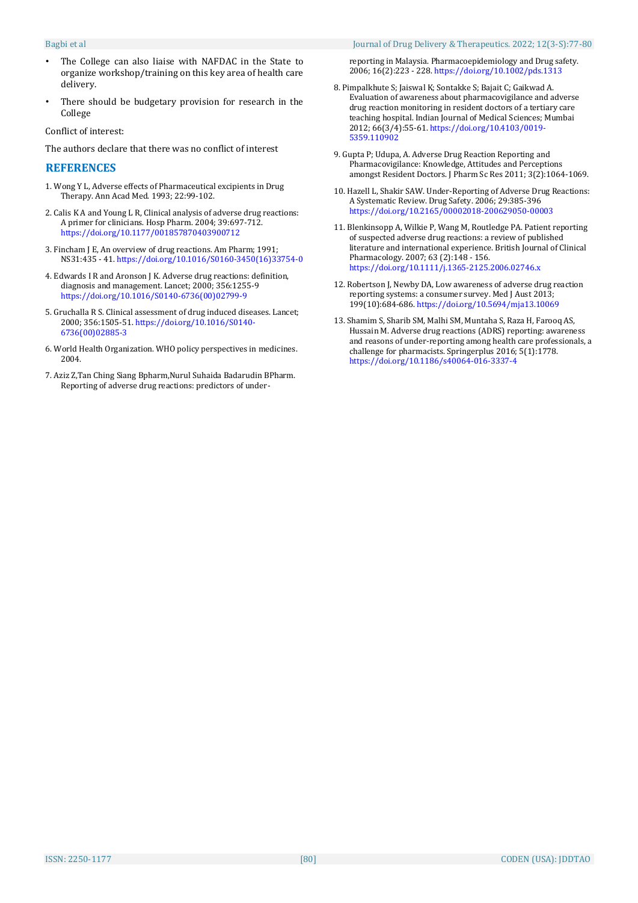- The College can also liaise with NAFDAC in the State to organize workshop/training on this key area of health care delivery.
- There should be budgetary provision for research in the College

Conflict of interest:

The authors declare that there was no conflict of interest

## REFERENCES

1. Wong Y L, Adverse effects of Pharmaceutical excipients in Drug Therapy. Ann Acad Med. 1993; 22:99-102.
2. Calis K A and Young L R, Clinical analysis of adverse drug reactions: A primer for clinicians. Hosp Pharm. 2004; 39:697-712. https://doi.org/10.1177/001857870403900712
3. Fincham J E, An overview of drug reactions. Am Pharm; 1991; NS31:435 - 41. https://doi.org/10.1016/S0160-3450(16)33754-0
4. Edwards I R and Aronson J K. Adverse drug reactions: definition, diagnosis and management. Lancet; 2000; 356:1255-9 https://doi.org/10.1016/S0140-6736(00)02799-9
5. Gruchalla R S. Clinical assessment of drug induced diseases. Lancet; 2000; 356:1505-51. https://doi.org/10.1016/S0140-6736(00)02885-3
6. World Health Organization. WHO policy perspectives in medicines. 2004.
7. Aziz Z,Tan Ching Siang Bpharm,Nurul Suhaida Badarudin BPharm. Reporting of adverse drug reactions: predictors of under-reporting in Malaysia. Pharmacoepidemiology and Drug safety. 2006; 16(2):223 - 228. https://doi.org/10.1002/pds.1313
8. Pimpalkhute S; Jaiswal K; Sontakke S; Bajait C; Gaikwad A. Evaluation of awareness about pharmacovigilance and adverse drug reaction monitoring in resident doctors of a tertiary care teaching hospital. Indian Journal of Medical Sciences; Mumbai 2012; 66(3/4):55-61. https://doi.org/10.4103/0019-5359.110902
9. Gupta P; Udupa, A. Adverse Drug Reaction Reporting and Pharmacovigilance: Knowledge, Attitudes and Perceptions amongst Resident Doctors. J Pharm Sc Res 2011; 3(2):1064-1069.
10. Hazell L, Shakir SAW. Under-Reporting of Adverse Drug Reactions: A Systematic Review. Drug Safety. 2006; 29:385-396 https://doi.org/10.2165/00002018-200629050-00003
11. Blenkinsopp A, Wilkie P, Wang M, Routledge PA. Patient reporting of suspected adverse drug reactions: a review of published literature and international experience. British Journal of Clinical Pharmacology. 2007; 63 (2):148 - 156. https://doi.org/10.1111/j.1365-2125.2006.02746.x
12. Robertson J, Newby DA, Low awareness of adverse drug reaction reporting systems: a consumer survey. Med J Aust 2013; 199(10):684-686. https://doi.org/10.5694/mja13.10069
13. Shamim S, Sharib SM, Malhi SM, Muntaha S, Raza H, Farooq AS, Hussain M. Adverse drug reactions (ADRS) reporting: awareness and reasons of under-reporting among health care professionals, a challenge for pharmacists. Springerplus 2016; 5(1):1778. https://doi.org/10.1186/s40064-016-3337-4